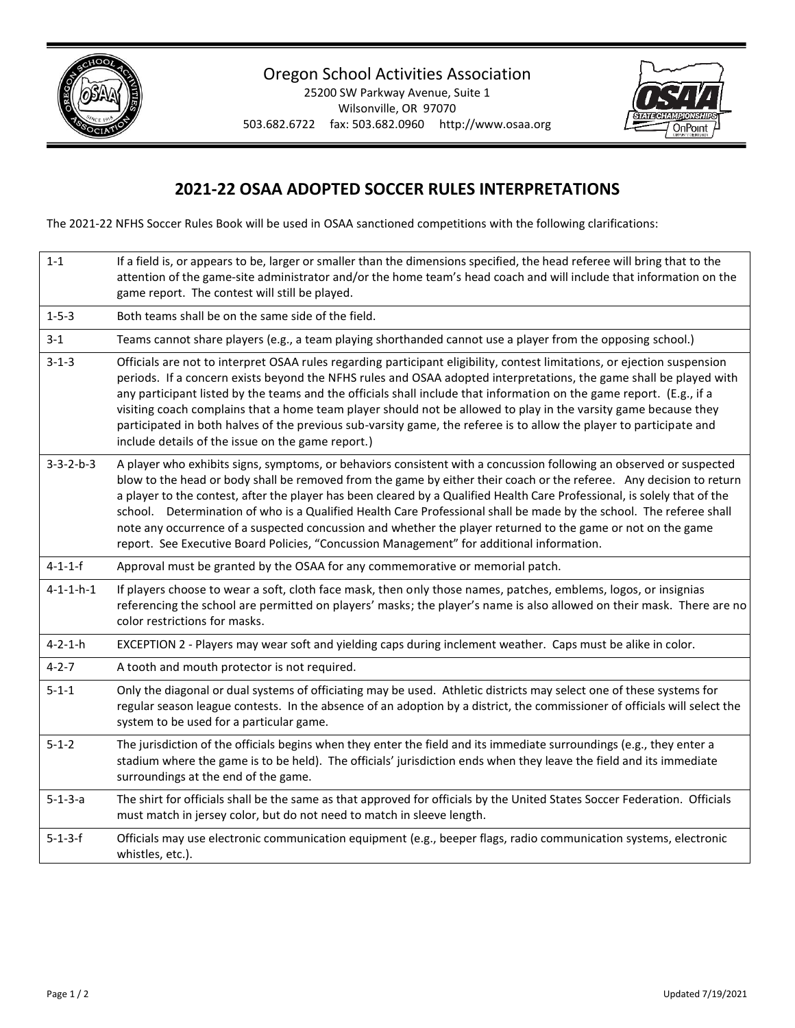Oregon School Activities Association
25200 SW Parkway Avenue, Suite 1
Wilsonville, OR 97070
503.682.6722 fax: 503.682.0960 http://www.osaa.org

## 2021-22 OSAA ADOPTED SOCCER RULES INTERPRETATIONS

The 2021-22 NFHS Soccer Rules Book will be used in OSAA sanctioned competitions with the following clarifications:

| Rule | Interpretation |
|---|---|
| 1-1 | If a field is, or appears to be, larger or smaller than the dimensions specified, the head referee will bring that to the attention of the game-site administrator and/or the home team's head coach and will include that information on the game report. The contest will still be played. |
| 1-5-3 | Both teams shall be on the same side of the field. |
| 3-1 | Teams cannot share players (e.g., a team playing shorthanded cannot use a player from the opposing school.) |
| 3-1-3 | Officials are not to interpret OSAA rules regarding participant eligibility, contest limitations, or ejection suspension periods. If a concern exists beyond the NFHS rules and OSAA adopted interpretations, the game shall be played with any participant listed by the teams and the officials shall include that information on the game report. (E.g., if a visiting coach complains that a home team player should not be allowed to play in the varsity game because they participated in both halves of the previous sub-varsity game, the referee is to allow the player to participate and include details of the issue on the game report.) |
| 3-3-2-b-3 | A player who exhibits signs, symptoms, or behaviors consistent with a concussion following an observed or suspected blow to the head or body shall be removed from the game by either their coach or the referee. Any decision to return a player to the contest, after the player has been cleared by a Qualified Health Care Professional, is solely that of the school. Determination of who is a Qualified Health Care Professional shall be made by the school. The referee shall note any occurrence of a suspected concussion and whether the player returned to the game or not on the game report. See Executive Board Policies, "Concussion Management" for additional information. |
| 4-1-1-f | Approval must be granted by the OSAA for any commemorative or memorial patch. |
| 4-1-1-h-1 | If players choose to wear a soft, cloth face mask, then only those names, patches, emblems, logos, or insignias referencing the school are permitted on players' masks; the player's name is also allowed on their mask. There are no color restrictions for masks. |
| 4-2-1-h | EXCEPTION 2 - Players may wear soft and yielding caps during inclement weather. Caps must be alike in color. |
| 4-2-7 | A tooth and mouth protector is not required. |
| 5-1-1 | Only the diagonal or dual systems of officiating may be used. Athletic districts may select one of these systems for regular season league contests. In the absence of an adoption by a district, the commissioner of officials will select the system to be used for a particular game. |
| 5-1-2 | The jurisdiction of the officials begins when they enter the field and its immediate surroundings (e.g., they enter a stadium where the game is to be held). The officials' jurisdiction ends when they leave the field and its immediate surroundings at the end of the game. |
| 5-1-3-a | The shirt for officials shall be the same as that approved for officials by the United States Soccer Federation. Officials must match in jersey color, but do not need to match in sleeve length. |
| 5-1-3-f | Officials may use electronic communication equipment (e.g., beeper flags, radio communication systems, electronic whistles, etc.). |

Updated 7/19/2021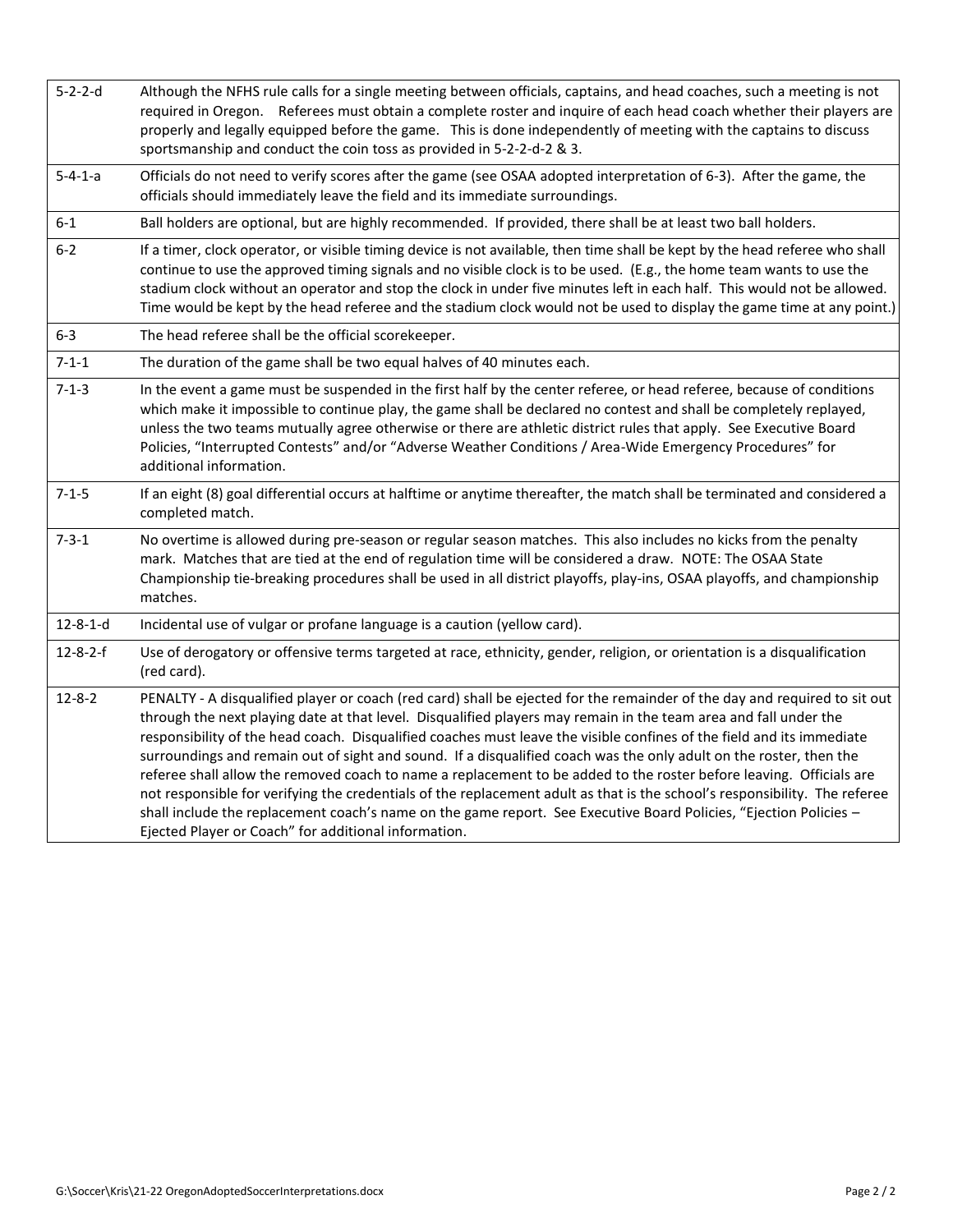| | |
|---|---|
| 5-2-2-d | Although the NFHS rule calls for a single meeting between officials, captains, and head coaches, such a meeting is not required in Oregon. Referees must obtain a complete roster and inquire of each head coach whether their players are properly and legally equipped before the game. This is done independently of meeting with the captains to discuss sportsmanship and conduct the coin toss as provided in 5-2-2-d-2 & 3. |
| 5-4-1-a | Officials do not need to verify scores after the game (see OSAA adopted interpretation of 6-3). After the game, the officials should immediately leave the field and its immediate surroundings. |
| 6-1 | Ball holders are optional, but are highly recommended. If provided, there shall be at least two ball holders. |
| 6-2 | If a timer, clock operator, or visible timing device is not available, then time shall be kept by the head referee who shall continue to use the approved timing signals and no visible clock is to be used. (E.g., the home team wants to use the stadium clock without an operator and stop the clock in under five minutes left in each half. This would not be allowed. Time would be kept by the head referee and the stadium clock would not be used to display the game time at any point.) |
| 6-3 | The head referee shall be the official scorekeeper. |
| 7-1-1 | The duration of the game shall be two equal halves of 40 minutes each. |
| 7-1-3 | In the event a game must be suspended in the first half by the center referee, or head referee, because of conditions which make it impossible to continue play, the game shall be declared no contest and shall be completely replayed, unless the two teams mutually agree otherwise or there are athletic district rules that apply. See Executive Board Policies, "Interrupted Contests" and/or "Adverse Weather Conditions / Area-Wide Emergency Procedures" for additional information. |
| 7-1-5 | If an eight (8) goal differential occurs at halftime or anytime thereafter, the match shall be terminated and considered a completed match. |
| 7-3-1 | No overtime is allowed during pre-season or regular season matches. This also includes no kicks from the penalty mark. Matches that are tied at the end of regulation time will be considered a draw. NOTE: The OSAA State Championship tie-breaking procedures shall be used in all district playoffs, play-ins, OSAA playoffs, and championship matches. |
| 12-8-1-d | Incidental use of vulgar or profane language is a caution (yellow card). |
| 12-8-2-f | Use of derogatory or offensive terms targeted at race, ethnicity, gender, religion, or orientation is a disqualification (red card). |
| 12-8-2 | PENALTY - A disqualified player or coach (red card) shall be ejected for the remainder of the day and required to sit out through the next playing date at that level. Disqualified players may remain in the team area and fall under the responsibility of the head coach. Disqualified coaches must leave the visible confines of the field and its immediate surroundings and remain out of sight and sound. If a disqualified coach was the only adult on the roster, then the referee shall allow the removed coach to name a replacement to be added to the roster before leaving. Officials are not responsible for verifying the credentials of the replacement adult as that is the school's responsibility. The referee shall include the replacement coach's name on the game report. See Executive Board Policies, "Ejection Policies – Ejected Player or Coach" for additional information. |